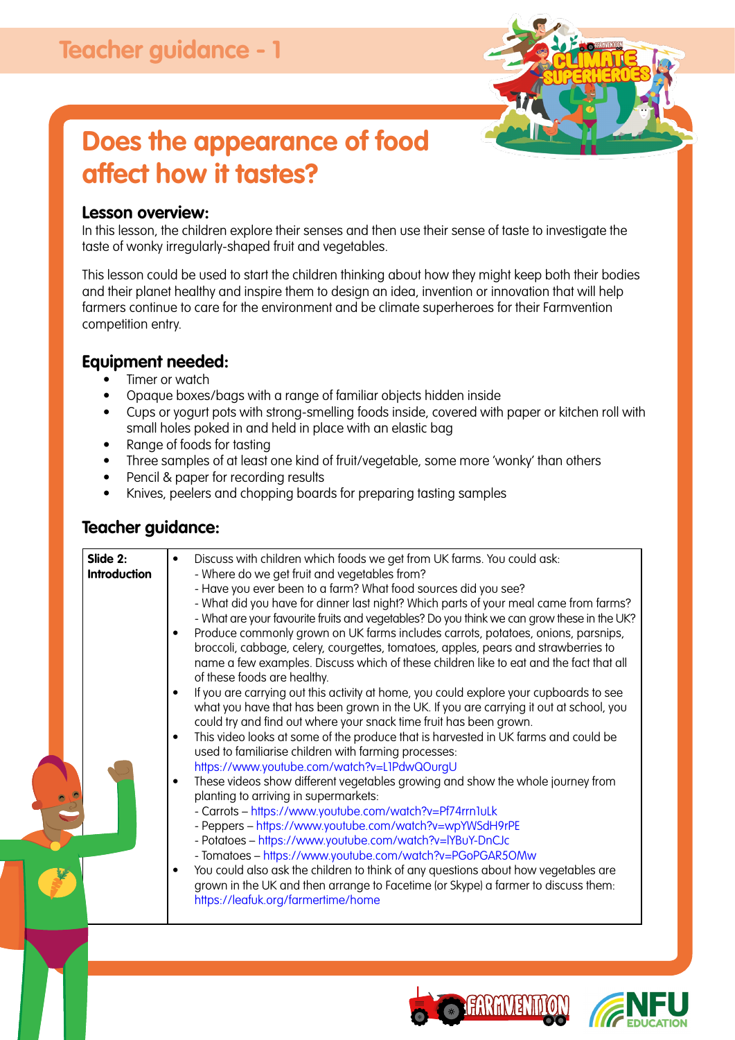# Teacher guidance - 1

## Does the appearance of food affect how it tastes?

### Lesson overview:

In this lesson, the children explore their senses and then use their sense of taste to investigate the taste of wonky irregularly-shaped fruit and vegetables.

This lesson could be used to start the children thinking about how they might keep both their bodies and their planet healthy and inspire them to design an idea, invention or innovation that will help farmers continue to care for the environment and be climate superheroes for their Farmvention competition entry.

### Equipment needed:

- Timer or watch
- Opaque boxes/bags with a range of familiar objects hidden inside
- Cups or yogurt pots with strong-smelling foods inside, covered with paper or kitchen roll with small holes poked in and held in place with an elastic bag
- Range of foods for tasting
- Three samples of at least one kind of fruit/vegetable, some more 'wonky' than others
- Pencil & paper for recording results
- Knives, peelers and chopping boards for preparing tasting samples

### Teacher guidance:

| | |
|---|---|
| **Slide 2: Introduction** | • Discuss with children which foods we get from UK farms. You could ask:<br>- Where do we get fruit and vegetables from?<br>- Have you ever been to a farm? What food sources did you see?<br>- What did you have for dinner last night? Which parts of your meal came from farms?<br>- What are your favourite fruits and vegetables? Do you think we can grow these in the UK?<br>• Produce commonly grown on UK farms includes carrots, potatoes, onions, parsnips, broccoli, cabbage, celery, courgettes, tomatoes, apples, pears and strawberries to name a few examples. Discuss which of these children like to eat and the fact that all of these foods are healthy.<br>• If you are carrying out this activity at home, you could explore your cupboards to see what you have that has been grown in the UK. If you are carrying it out at school, you could try and find out where your snack time fruit has been grown.<br>• This video looks at some of the produce that is harvested in UK farms and could be used to familiarise children with farming processes: https://www.youtube.com/watch?v=L1PdwQOurgU<br>• These videos show different vegetables growing and show the whole journey from planting to arriving in supermarkets:<br>- Carrots – https://www.youtube.com/watch?v=Pf74rrn1uLk<br>- Peppers – https://www.youtube.com/watch?v=wpYWSdH9rPE<br>- Potatoes – https://www.youtube.com/watch?v=lYBuY-DnCJc<br>- Tomatoes – https://www.youtube.com/watch?v=PGoPGAR5OMw<br>• You could also ask the children to think of any questions about how vegetables are grown in the UK and then arrange to Facetime (or Skype) a farmer to discuss them: https://leafuk.org/farmertime/home |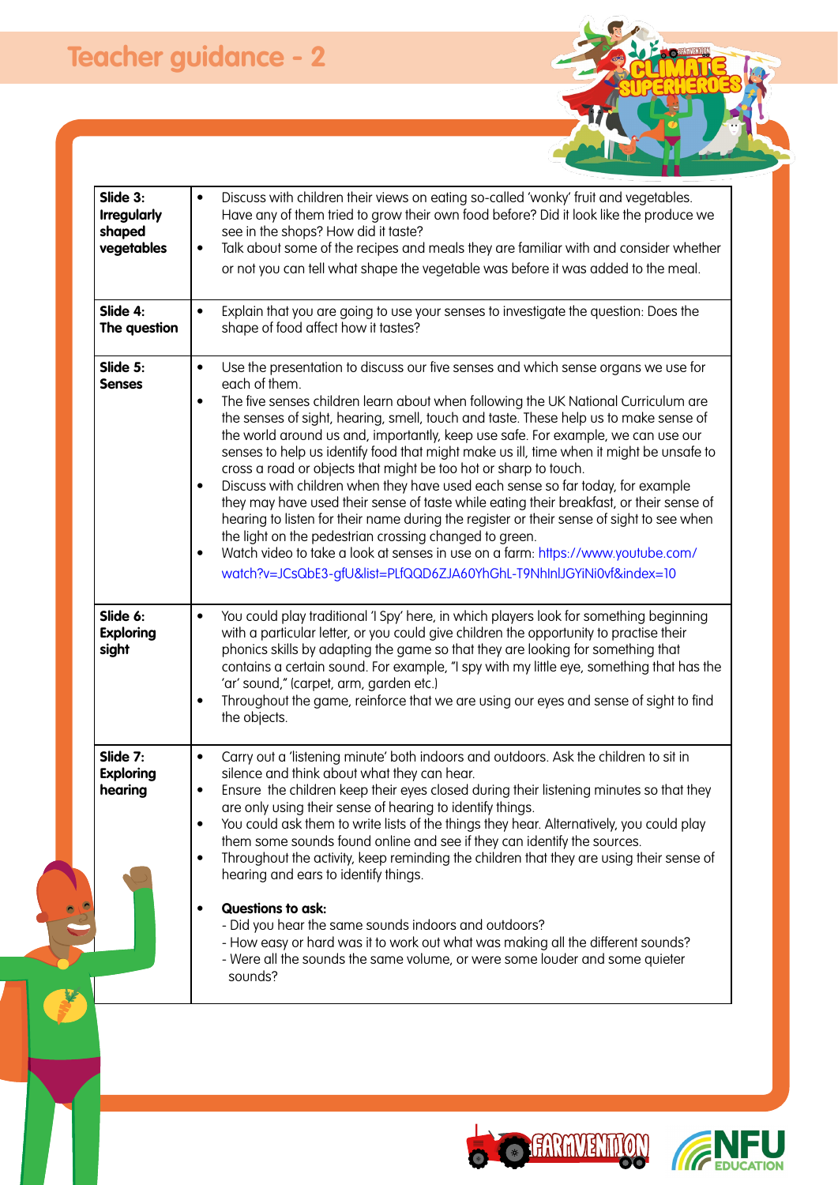# Teacher guidance - 2

| | |
|---|---|
| **Slide 3: Irregularly shaped vegetables** | • Discuss with children their views on eating so-called 'wonky' fruit and vegetables. Have any of them tried to grow their own food before? Did it look like the produce we see in the shops? How did it taste?<br>• Talk about some of the recipes and meals they are familiar with and consider whether or not you can tell what shape the vegetable was before it was added to the meal. |
| **Slide 4: The question** | • Explain that you are going to use your senses to investigate the question: Does the shape of food affect how it tastes? |
| **Slide 5: Senses** | • Use the presentation to discuss our five senses and which sense organs we use for each of them.<br>• The five senses children learn about when following the UK National Curriculum are the senses of sight, hearing, smell, touch and taste. These help us to make sense of the world around us and, importantly, keep use safe. For example, we can use our senses to help us identify food that might make us ill, time when it might be unsafe to cross a road or objects that might be too hot or sharp to touch.<br>• Discuss with children when they have used each sense so far today, for example they may have used their sense of taste while eating their breakfast, or their sense of hearing to listen for their name during the register or their sense of sight to see when the light on the pedestrian crossing changed to green.<br>• Watch video to take a look at senses in use on a farm: https://www.youtube.com/watch?v=JCsQbE3-gfU&list=PLfQQD6ZJA60YhGhL-T9NhlnlJGYiNi0vf&index=10 |
| **Slide 6: Exploring sight** | • You could play traditional 'I Spy' here, in which players look for something beginning with a particular letter, or you could give children the opportunity to practise their phonics skills by adapting the game so that they are looking for something that contains a certain sound. For example, "I spy with my little eye, something that has the 'ar' sound," (carpet, arm, garden etc.)<br>• Throughout the game, reinforce that we are using our eyes and sense of sight to find the objects. |
| **Slide 7: Exploring hearing** | • Carry out a 'listening minute' both indoors and outdoors. Ask the children to sit in silence and think about what they can hear.<br>• Ensure the children keep their eyes closed during their listening minutes so that they are only using their sense of hearing to identify things.<br>• You could ask them to write lists of the things they hear. Alternatively, you could play them some sounds found online and see if they can identify the sources.<br>• Throughout the activity, keep reminding the children that they are using their sense of hearing and ears to identify things.<br><br>• **Questions to ask:**<br>- Did you hear the same sounds indoors and outdoors?<br>- How easy or hard was it to work out what was making all the different sounds?<br>- Were all the sounds the same volume, or were some louder and some quieter sounds? |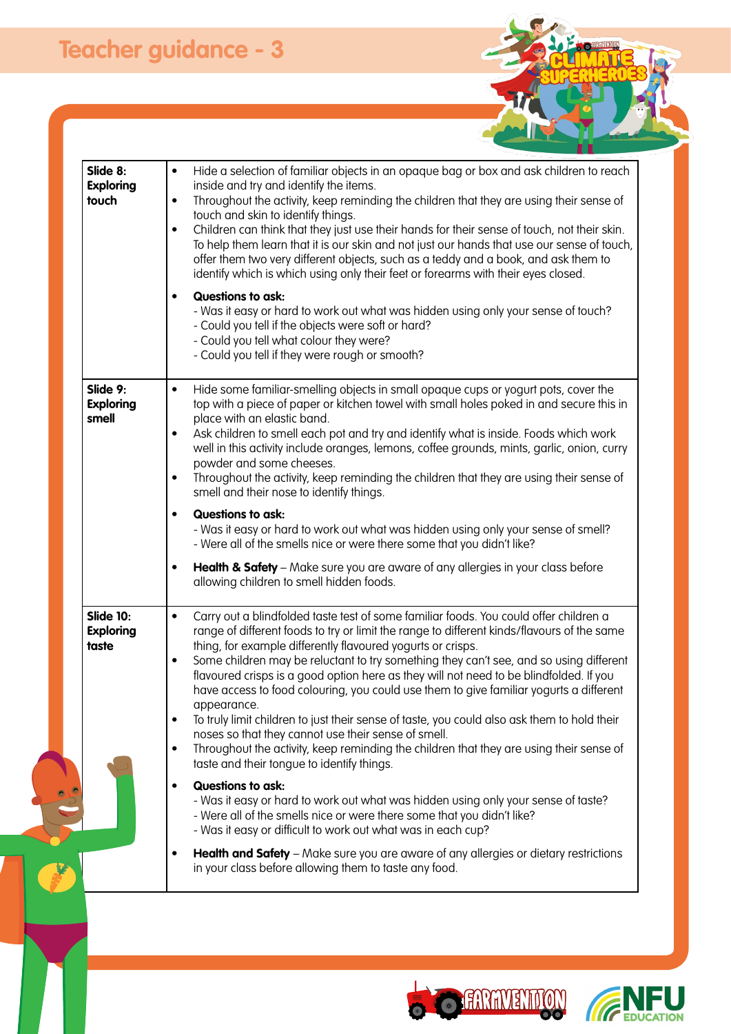# Teacher guidance - 3

| | |
|---|---|
| **Slide 8: Exploring touch** | • Hide a selection of familiar objects in an opaque bag or box and ask children to reach inside and try and identify the items.<br>• Throughout the activity, keep reminding the children that they are using their sense of touch and skin to identify things.<br>• Children can think that they just use their hands for their sense of touch, not their skin. To help them learn that it is our skin and not just our hands that use our sense of touch, offer them two very different objects, such as a teddy and a book, and ask them to identify which is which using only their feet or forearms with their eyes closed.<br>• **Questions to ask:**<br>- Was it easy or hard to work out what was hidden using only your sense of touch?<br>- Could you tell if the objects were soft or hard?<br>- Could you tell what colour they were?<br>- Could you tell if they were rough or smooth? |
| **Slide 9: Exploring smell** | • Hide some familiar-smelling objects in small opaque cups or yogurt pots, cover the top with a piece of paper or kitchen towel with small holes poked in and secure this in place with an elastic band.<br>• Ask children to smell each pot and try and identify what is inside. Foods which work well in this activity include oranges, lemons, coffee grounds, mints, garlic, onion, curry powder and some cheeses.<br>• Throughout the activity, keep reminding the children that they are using their sense of smell and their nose to identify things.<br>• **Questions to ask:**<br>- Was it easy or hard to work out what was hidden using only your sense of smell?<br>- Were all of the smells nice or were there some that you didn't like?<br>• **Health & Safety** – Make sure you are aware of any allergies in your class before allowing children to smell hidden foods. |
| **Slide 10: Exploring taste** | • Carry out a blindfolded taste test of some familiar foods. You could offer children a range of different foods to try or limit the range to different kinds/flavours of the same thing, for example differently flavoured yogurts or crisps.<br>• Some children may be reluctant to try something they can't see, and so using different flavoured crisps is a good option here as they will not need to be blindfolded. If you have access to food colouring, you could use them to give familiar yogurts a different appearance.<br>• To truly limit children to just their sense of taste, you could also ask them to hold their noses so that they cannot use their sense of smell.<br>• Throughout the activity, keep reminding the children that they are using their sense of taste and their tongue to identify things.<br>• **Questions to ask:**<br>- Was it easy or hard to work out what was hidden using only your sense of taste?<br>- Were all of the smells nice or were there some that you didn't like?<br>- Was it easy or difficult to work out what was in each cup?<br>• **Health and Safety** – Make sure you are aware of any allergies or dietary restrictions in your class before allowing them to taste any food. |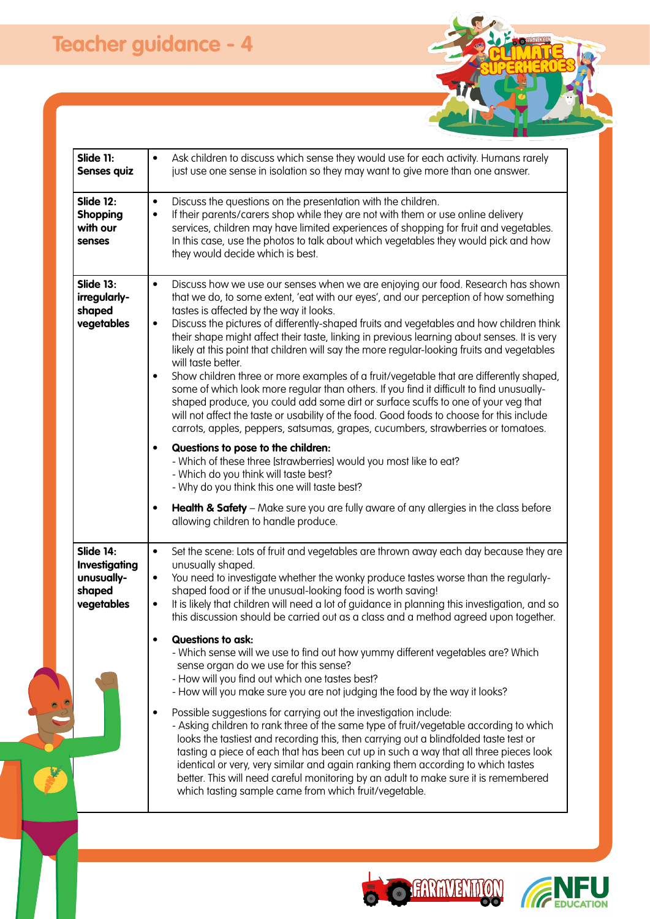# Teacher guidance - 4

| | |
|---|---|
| **Slide 11: Senses quiz** | • Ask children to discuss which sense they would use for each activity. Humans rarely just use one sense in isolation so they may want to give more than one answer. |
| **Slide 12: Shopping with our senses** | • Discuss the questions on the presentation with the children.<br>• If their parents/carers shop while they are not with them or use online delivery services, children may have limited experiences of shopping for fruit and vegetables. In this case, use the photos to talk about which vegetables they would pick and how they would decide which is best. |
| **Slide 13: irregularly-shaped vegetables** | • Discuss how we use our senses when we are enjoying our food. Research has shown that we do, to some extent, 'eat with our eyes', and our perception of how something tastes is affected by the way it looks.<br>• Discuss the pictures of differently-shaped fruits and vegetables and how children think their shape might affect their taste, linking in previous learning about senses. It is very likely at this point that children will say the more regular-looking fruits and vegetables will taste better.<br>• Show children three or more examples of a fruit/vegetable that are differently shaped, some of which look more regular than others. If you find it difficult to find unusually-shaped produce, you could add some dirt or surface scuffs to one of your veg that will not affect the taste or usability of the food. Good foods to choose for this include carrots, apples, peppers, satsumas, grapes, cucumbers, strawberries or tomatoes.<br>• **Questions to pose to the children:**<br>- Which of these three [strawberries] would you most like to eat?<br>- Which do you think will taste best?<br>- Why do you think this one will taste best?<br>• **Health & Safety** – Make sure you are fully aware of any allergies in the class before allowing children to handle produce. |
| **Slide 14: Investigating unusually-shaped vegetables** | • Set the scene: Lots of fruit and vegetables are thrown away each day because they are unusually shaped.<br>• You need to investigate whether the wonky produce tastes worse than the regularly-shaped food or if the unusual-looking food is worth saving!<br>• It is likely that children will need a lot of guidance in planning this investigation, and so this discussion should be carried out as a class and a method agreed upon together.<br>• **Questions to ask:**<br>- Which sense will we use to find out how yummy different vegetables are? Which sense organ do we use for this sense?<br>- How will you find out which one tastes best?<br>- How will you make sure you are not judging the food by the way it looks?<br>• Possible suggestions for carrying out the investigation include:<br>- Asking children to rank three of the same type of fruit/vegetable according to which looks the tastiest and recording this, then carrying out a blindfolded taste test or tasting a piece of each that has been cut up in such a way that all three pieces look identical or very, very similar and again ranking them according to which tastes better. This will need careful monitoring by an adult to make sure it is remembered which tasting sample came from which fruit/vegetable. |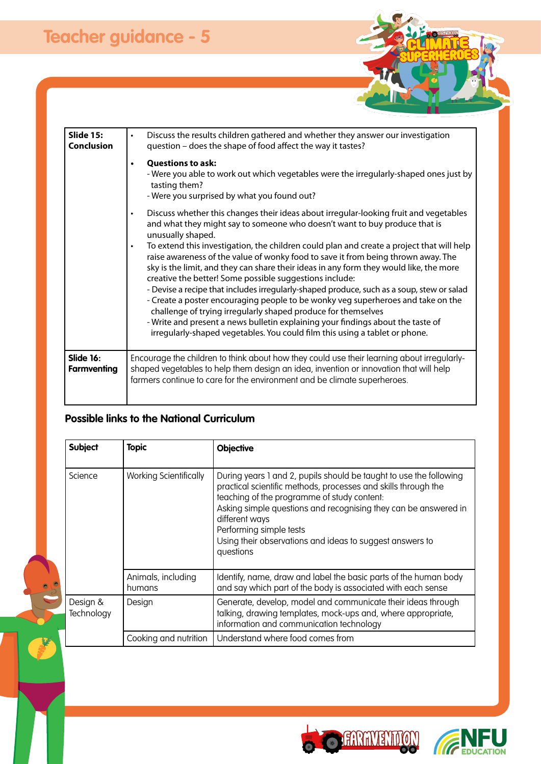# Teacher guidance - 5

| | |
|---|---|
| **Slide 15: Conclusion** | • Discuss the results children gathered and whether they answer our investigation question – does the shape of food affect the way it tastes?<br><br>• **Questions to ask:**<br>- Were you able to work out which vegetables were the irregularly-shaped ones just by tasting them?<br>- Were you surprised by what you found out?<br><br>• Discuss whether this changes their ideas about irregular-looking fruit and vegetables and what they might say to someone who doesn't want to buy produce that is unusually shaped.<br>• To extend this investigation, the children could plan and create a project that will help raise awareness of the value of wonky food to save it from being thrown away. The sky is the limit, and they can share their ideas in any form they would like, the more creative the better! Some possible suggestions include:<br>- Devise a recipe that includes irregularly-shaped produce, such as a soup, stew or salad<br>- Create a poster encouraging people to be wonky veg superheroes and take on the challenge of trying irregularly shaped produce for themselves<br>- Write and present a news bulletin explaining your findings about the taste of irregularly-shaped vegetables. You could film this using a tablet or phone. |
| **Slide 16: Farmventing** | Encourage the children to think about how they could use their learning about irregularly-shaped vegetables to help them design an idea, invention or innovation that will help farmers continue to care for the environment and be climate superheroes. |

## Possible links to the National Curriculum

| Subject | Topic | Objective |
|---|---|---|
| Science | Working Scientifically | During years 1 and 2, pupils should be taught to use the following practical scientific methods, processes and skills through the teaching of the programme of study content:<br>Asking simple questions and recognising they can be answered in different ways<br>Performing simple tests<br>Using their observations and ideas to suggest answers to questions |
| | Animals, including humans | Identify, name, draw and label the basic parts of the human body and say which part of the body is associated with each sense |
| Design & Technology | Design | Generate, develop, model and communicate their ideas through talking, drawing templates, mock-ups and, where appropriate, information and communication technology |
| | Cooking and nutrition | Understand where food comes from |